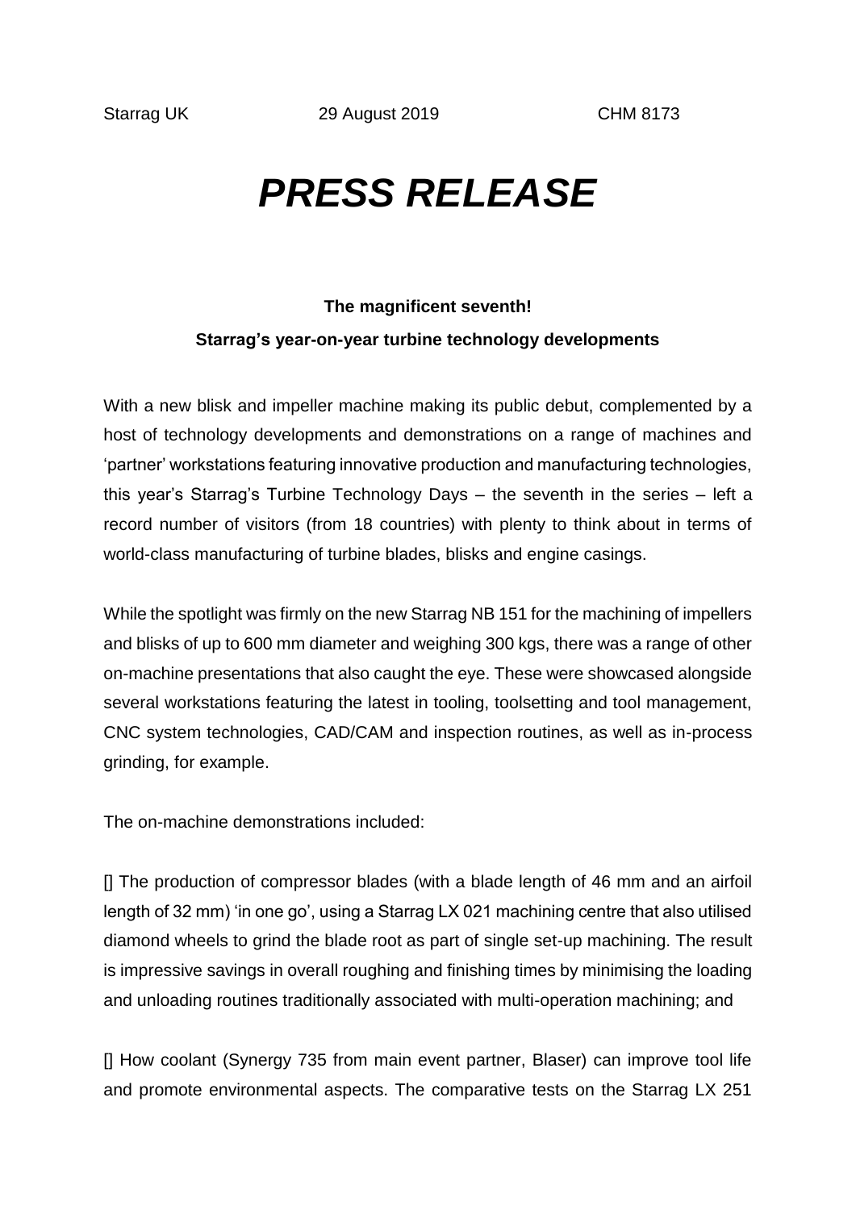Starrag UK 29 August 2019 CHM 8173

# *PRESS RELEASE*

**The magnificent seventh!**

**Starrag's year-on-year turbine technology developments**

With a new blisk and impeller machine making its public debut, complemented by a host of technology developments and demonstrations on a range of machines and 'partner' workstations featuring innovative production and manufacturing technologies, this year's Starrag's Turbine Technology Days – the seventh in the series – left a record number of visitors (from 18 countries) with plenty to think about in terms of world-class manufacturing of turbine blades, blisks and engine casings.

While the spotlight was firmly on the new Starrag NB 151 for the machining of impellers and blisks of up to 600 mm diameter and weighing 300 kgs, there was a range of other on-machine presentations that also caught the eye. These were showcased alongside several workstations featuring the latest in tooling, toolsetting and tool management, CNC system technologies, CAD/CAM and inspection routines, as well as in-process grinding, for example.

The on-machine demonstrations included:

[] The production of compressor blades (with a blade length of 46 mm and an airfoil length of 32 mm) 'in one go', using a Starrag LX 021 machining centre that also utilised diamond wheels to grind the blade root as part of single set-up machining. The result is impressive savings in overall roughing and finishing times by minimising the loading and unloading routines traditionally associated with multi-operation machining; and

[] How coolant (Synergy 735 from main event partner, Blaser) can improve tool life and promote environmental aspects. The comparative tests on the Starrag LX 251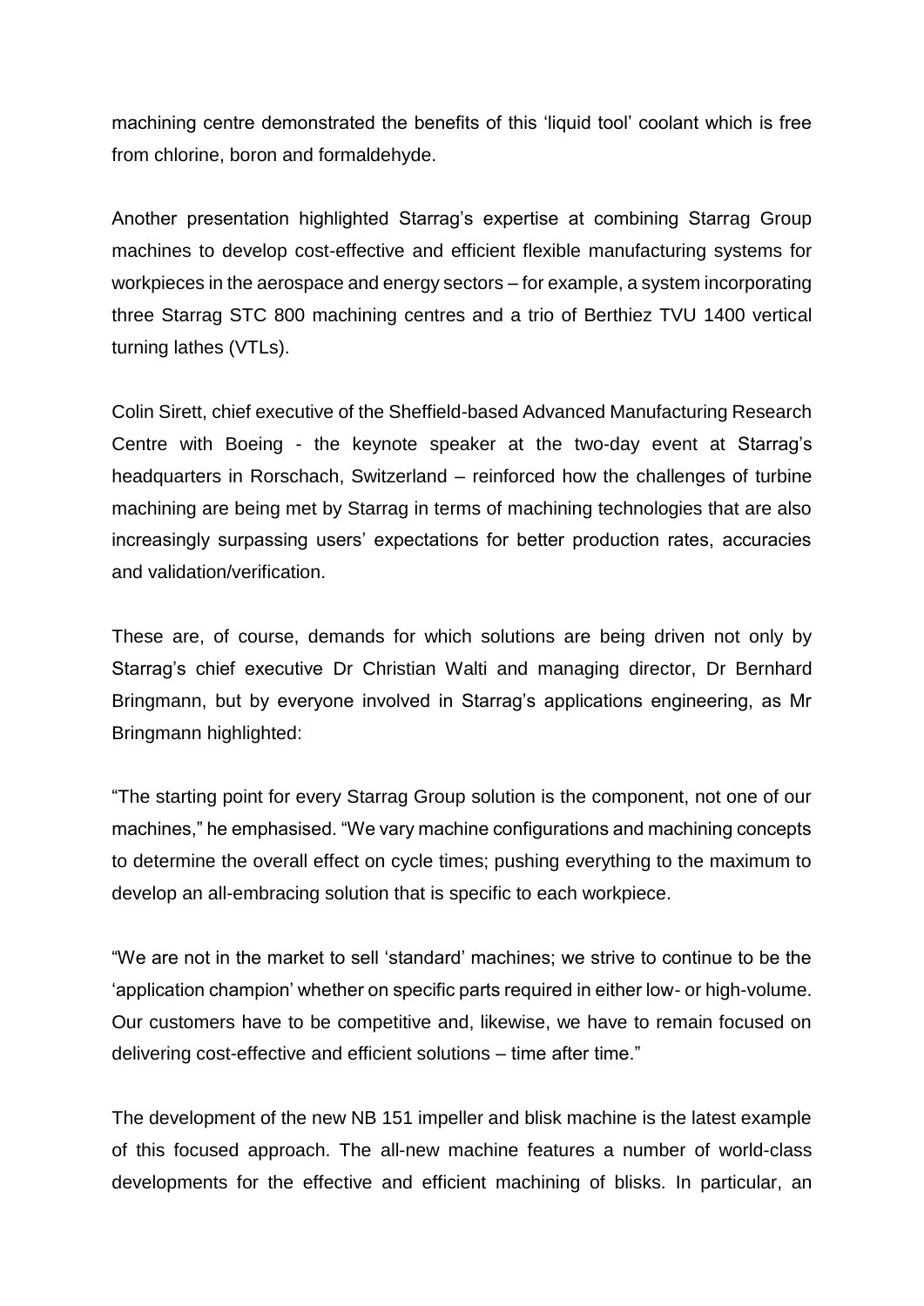machining centre demonstrated the benefits of this 'liquid tool' coolant which is free from chlorine, boron and formaldehyde.

Another presentation highlighted Starrag's expertise at combining Starrag Group machines to develop cost-effective and efficient flexible manufacturing systems for workpieces in the aerospace and energy sectors – for example, a system incorporating three Starrag STC 800 machining centres and a trio of Berthiez TVU 1400 vertical turning lathes (VTLs).

Colin Sirett, chief executive of the Sheffield-based Advanced Manufacturing Research Centre with Boeing - the keynote speaker at the two-day event at Starrag's headquarters in Rorschach, Switzerland – reinforced how the challenges of turbine machining are being met by Starrag in terms of machining technologies that are also increasingly surpassing users' expectations for better production rates, accuracies and validation/verification.

These are, of course, demands for which solutions are being driven not only by Starrag's chief executive Dr Christian Walti and managing director, Dr Bernhard Bringmann, but by everyone involved in Starrag's applications engineering, as Mr Bringmann highlighted:

"The starting point for every Starrag Group solution is the component, not one of our machines," he emphasised. "We vary machine configurations and machining concepts to determine the overall effect on cycle times; pushing everything to the maximum to develop an all-embracing solution that is specific to each workpiece.

"We are not in the market to sell 'standard' machines; we strive to continue to be the 'application champion' whether on specific parts required in either low- or high-volume. Our customers have to be competitive and, likewise, we have to remain focused on delivering cost-effective and efficient solutions – time after time."

The development of the new NB 151 impeller and blisk machine is the latest example of this focused approach. The all-new machine features a number of world-class developments for the effective and efficient machining of blisks. In particular, an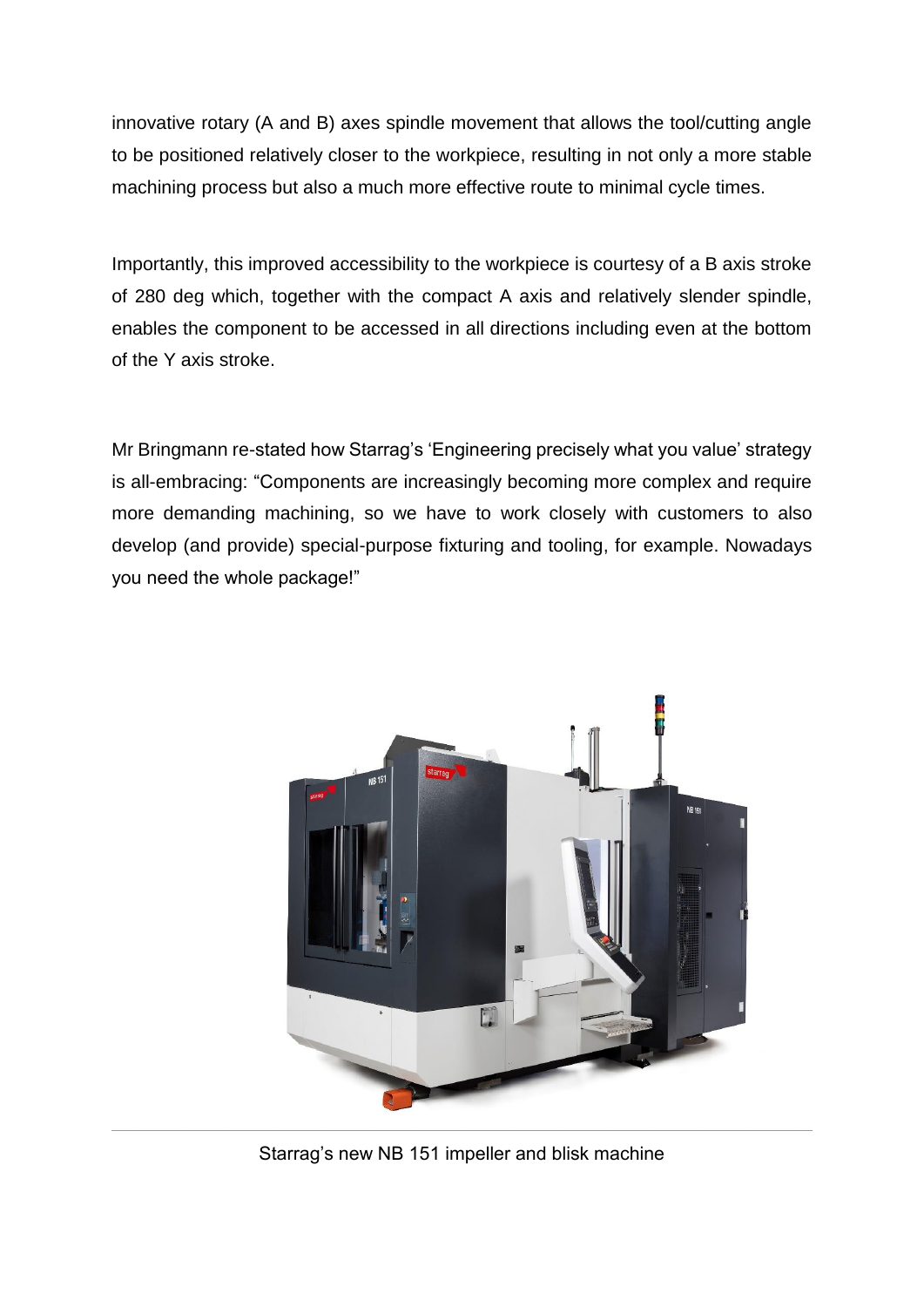innovative rotary (A and B) axes spindle movement that allows the tool/cutting angle to be positioned relatively closer to the workpiece, resulting in not only a more stable machining process but also a much more effective route to minimal cycle times.

Importantly, this improved accessibility to the workpiece is courtesy of a B axis stroke of 280 deg which, together with the compact A axis and relatively slender spindle, enables the component to be accessed in all directions including even at the bottom of the Y axis stroke.

Mr Bringmann re-stated how Starrag's 'Engineering precisely what you value' strategy is all-embracing: "Components are increasingly becoming more complex and require more demanding machining, so we have to work closely with customers to also develop (and provide) special-purpose fixturing and tooling, for example. Nowadays you need the whole package!"

Starrag's new NB 151 impeller and blisk machine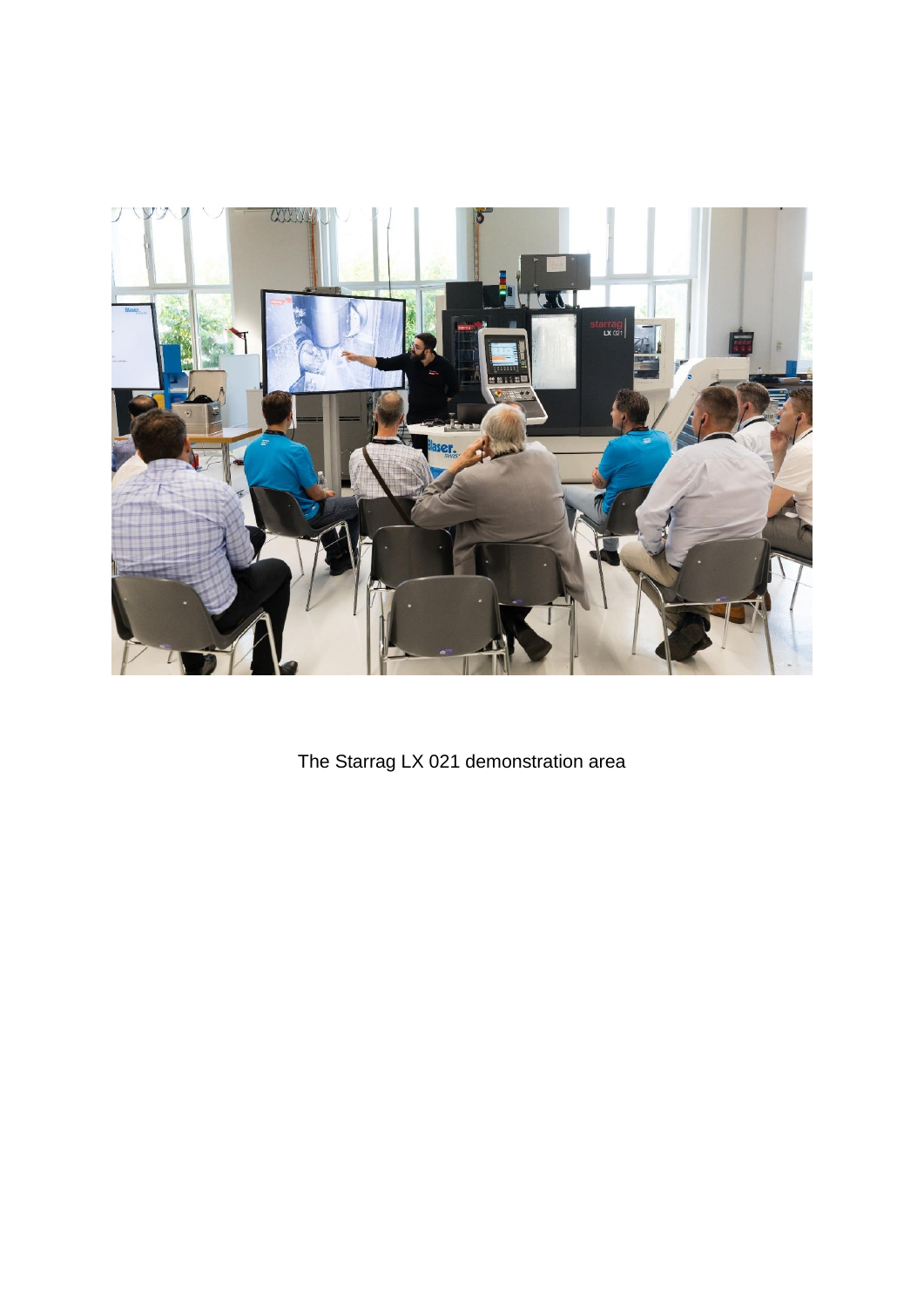The Starrag LX 021 demonstration area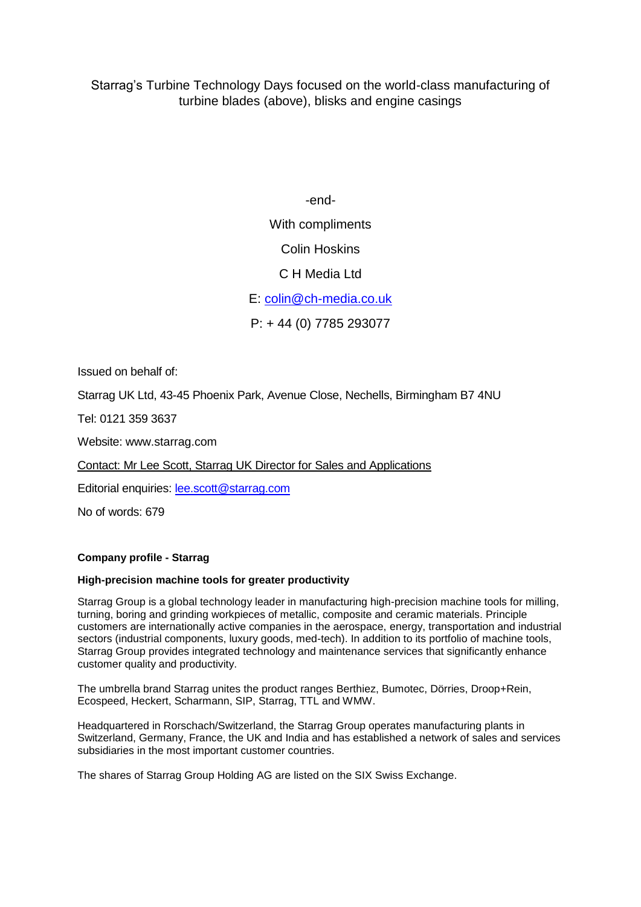Starrag's Turbine Technology Days focused on the world-class manufacturing of turbine blades (above), blisks and engine casings

-end-

With compliments

Colin Hoskins

C H Media Ltd

E: colin@ch-media.co.uk

P: + 44 (0) 7785 293077

Issued on behalf of:

Starrag UK Ltd, 43-45 Phoenix Park, Avenue Close, Nechells, Birmingham B7 4NU

Tel: 0121 359 3637

Website: www.starrag.com

Contact: Mr Lee Scott, Starrag UK Director for Sales and Applications

Editorial enquiries: lee.scott@starrag.com

No of words: 679

**Company profile - Starrag**

**High-precision machine tools for greater productivity**

Starrag Group is a global technology leader in manufacturing high-precision machine tools for milling, turning, boring and grinding workpieces of metallic, composite and ceramic materials. Principle customers are internationally active companies in the aerospace, energy, transportation and industrial sectors (industrial components, luxury goods, med-tech). In addition to its portfolio of machine tools, Starrag Group provides integrated technology and maintenance services that significantly enhance customer quality and productivity.

The umbrella brand Starrag unites the product ranges Berthiez, Bumotec, Dörries, Droop+Rein, Ecospeed, Heckert, Scharmann, SIP, Starrag, TTL and WMW.

Headquartered in Rorschach/Switzerland, the Starrag Group operates manufacturing plants in Switzerland, Germany, France, the UK and India and has established a network of sales and services subsidiaries in the most important customer countries.

The shares of Starrag Group Holding AG are listed on the SIX Swiss Exchange.